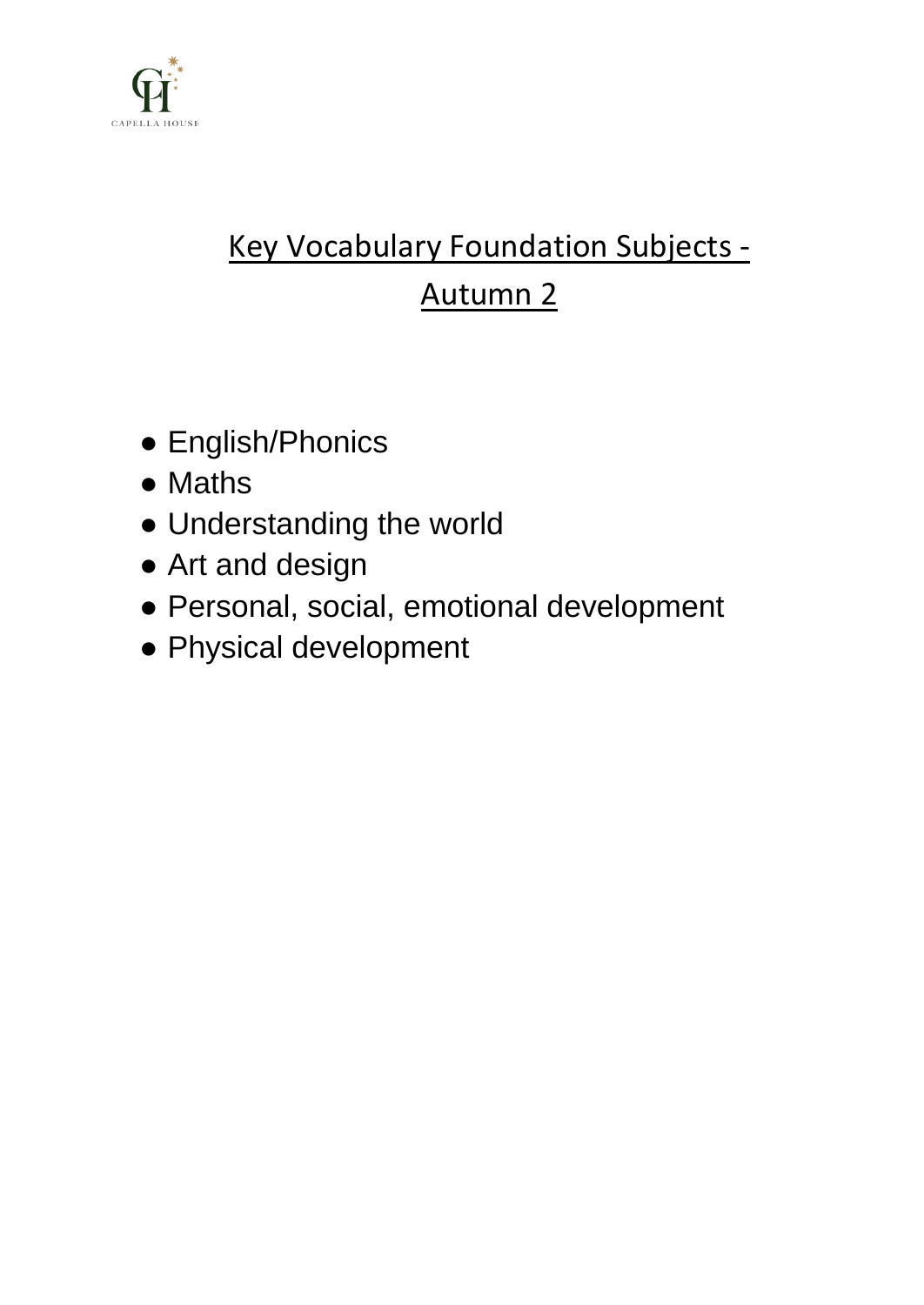# Key Vocabulary Foundation Subjects - Autumn 2

- English/Phonics
- Maths
- Understanding the world
- Art and design
- Personal, social, emotional development
- Physical development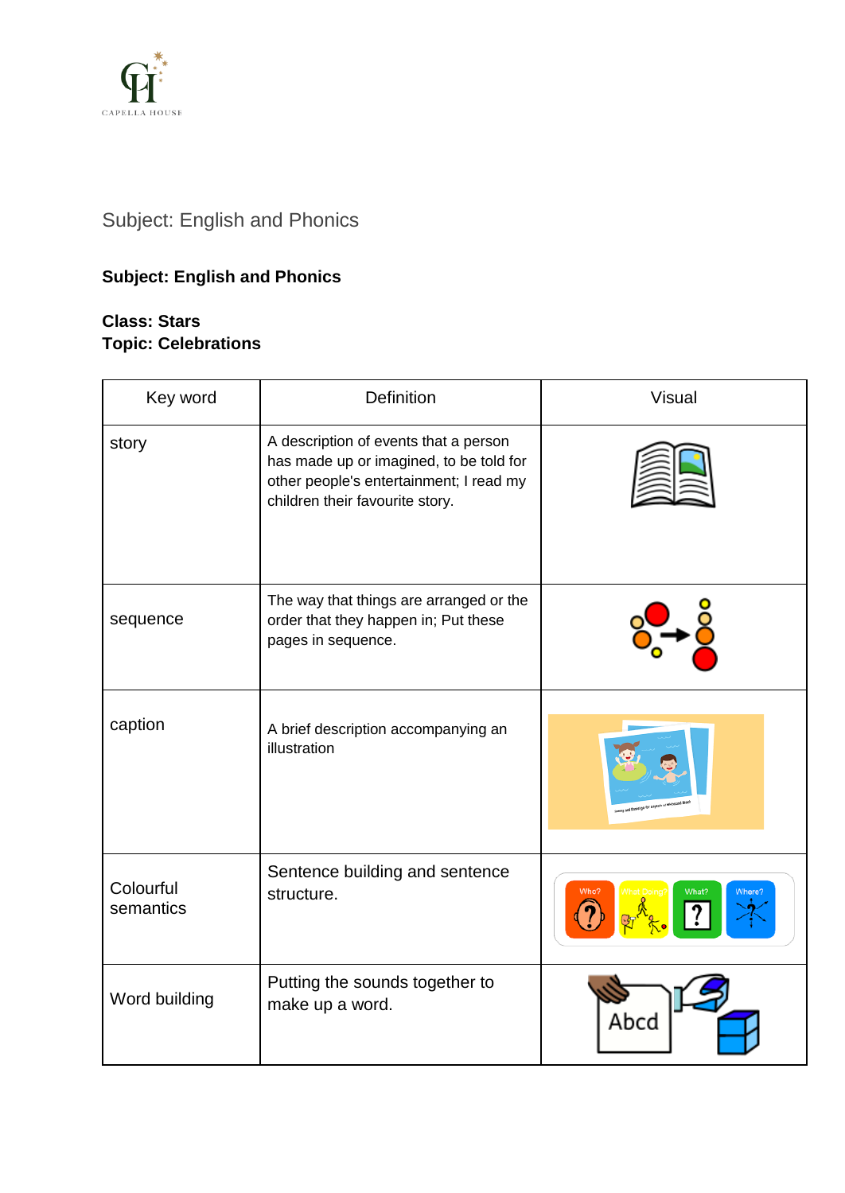Subject: English and Phonics

**Subject: English and Phonics**

**Class: Stars**
**Topic: Celebrations**

| Key word | Definition | Visual |
| --- | --- | --- |
| story | A description of events that a person has made up or imagined, to be told for other people's entertainment; I read my children their favourite story. | |
| sequence | The way that things are arranged or the order that they happen in; Put these pages in sequence. | |
| caption | A brief description accompanying an illustration | |
| Colourful semantics | Sentence building and sentence structure. | |
| Word building | Putting the sounds together to make up a word. | |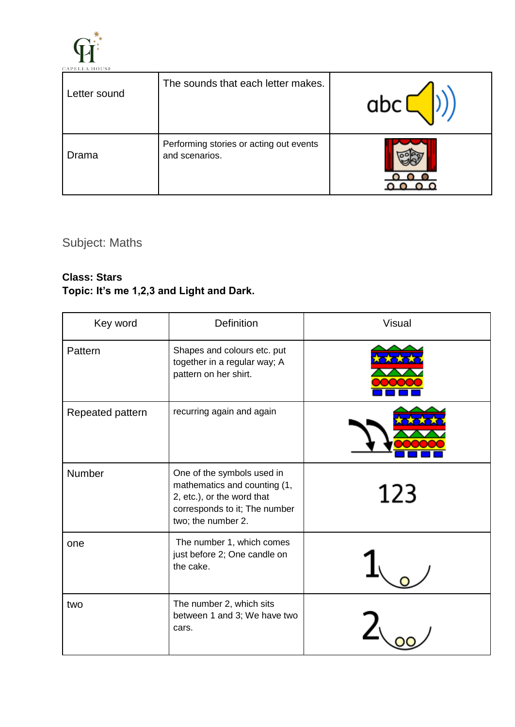| Letter sound | The sounds that each letter makes. | |
|---|---|---|
| Drama | Performing stories or acting out events and scenarios. | |

Subject: Maths

**Class: Stars**
**Topic: It's me 1,2,3 and Light and Dark.**

| Key word | Definition | Visual |
|---|---|---|
| Pattern | Shapes and colours etc. put together in a regular way; A pattern on her shirt. | |
| Repeated pattern | recurring again and again | |
| Number | One of the symbols used in mathematics and counting (1, 2, etc.), or the word that corresponds to it; The number two; the number 2. | 123 |
| one | The number 1, which comes just before 2; One candle on the cake. | 1 |
| two | The number 2, which sits between 1 and 3; We have two cars. | 2 |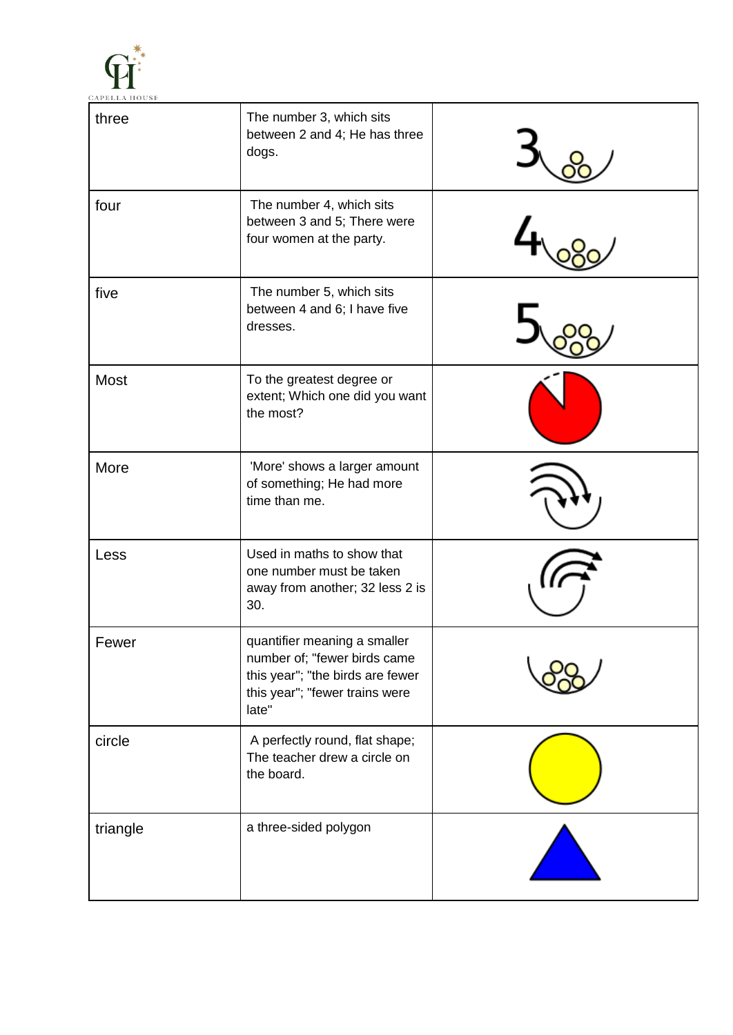| three | The number 3, which sits between 2 and 4; He has three dogs. | |
|---|---|---|
| four | The number 4, which sits between 3 and 5; There were four women at the party. | |
| five | The number 5, which sits between 4 and 6; I have five dresses. | |
| Most | To the greatest degree or extent; Which one did you want the most? | |
| More | 'More' shows a larger amount of something; He had more time than me. | |
| Less | Used in maths to show that one number must be taken away from another; 32 less 2 is 30. | |
| Fewer | quantifier meaning a smaller number of; "fewer birds came this year"; "the birds are fewer this year"; "fewer trains were late" | |
| circle | A perfectly round, flat shape; The teacher drew a circle on the board. | |
| triangle | a three-sided polygon | |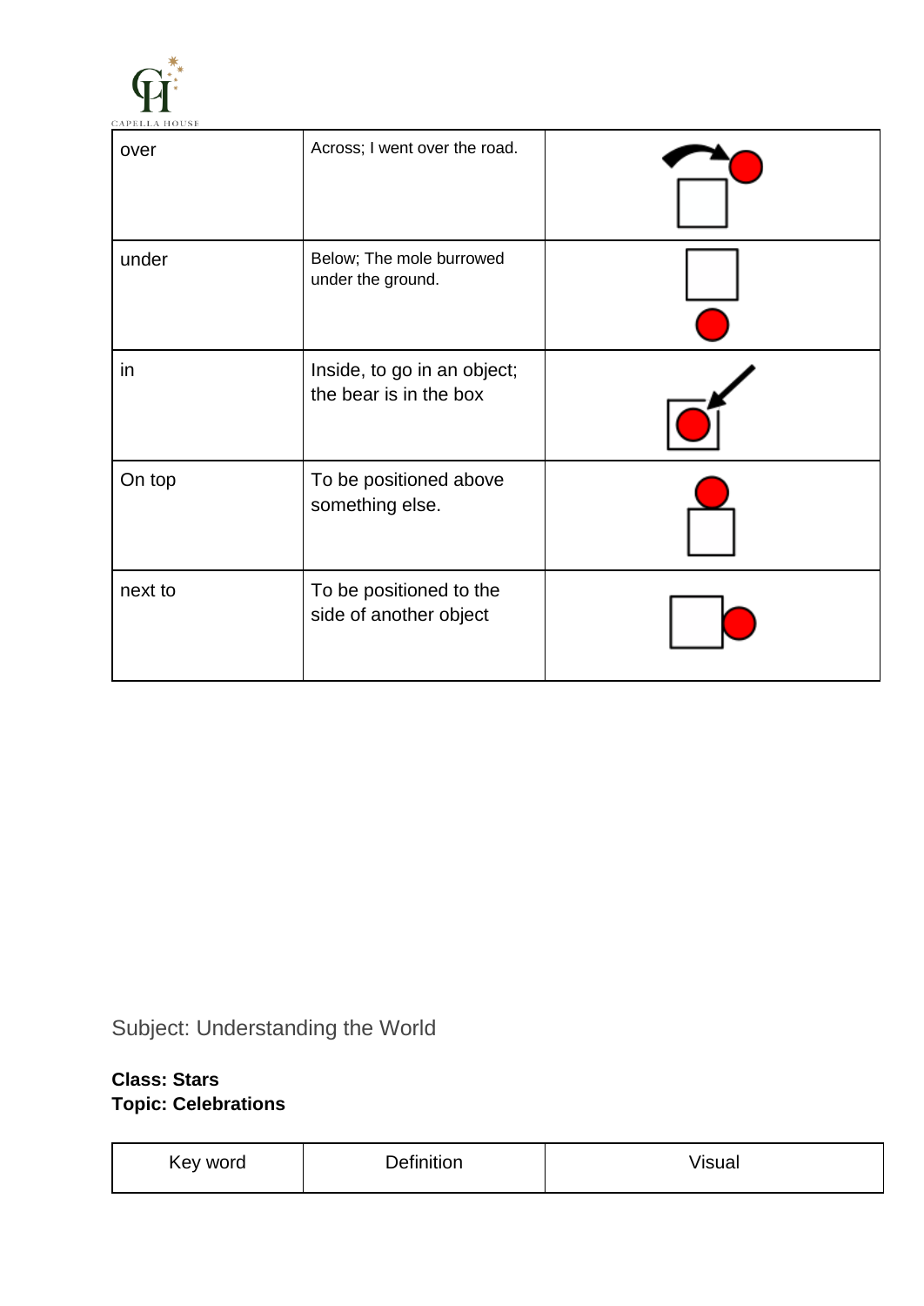| over | Across; I went over the road. | |
|---|---|---|
| under | Below; The mole burrowed under the ground. | |
| in | Inside, to go in an object; the bear is in the box | |
| On top | To be positioned above something else. | |
| next to | To be positioned to the side of another object | |

Subject: Understanding the World

**Class: Stars**
**Topic: Celebrations**

| Key word | Definition | Visual |
|---|---|---|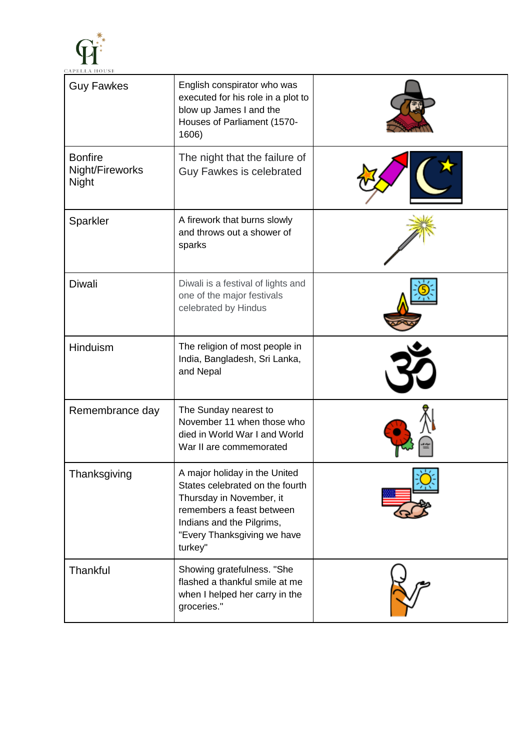| Guy Fawkes | English conspirator who was executed for his role in a plot to blow up James I and the Houses of Parliament (1570-1606) | |
|---|---|---|
| Bonfire Night/Fireworks Night | The night that the failure of Guy Fawkes is celebrated | |
| Sparkler | A firework that burns slowly and throws out a shower of sparks | |
| Diwali | Diwali is a festival of lights and one of the major festivals celebrated by Hindus | |
| Hinduism | The religion of most people in India, Bangladesh, Sri Lanka, and Nepal | |
| Remembrance day | The Sunday nearest to November 11 when those who died in World War I and World War II are commemorated | |
| Thanksgiving | A major holiday in the United States celebrated on the fourth Thursday in November, it remembers a feast between Indians and the Pilgrims, "Every Thanksgiving we have turkey" | |
| Thankful | Showing gratefulness. "She flashed a thankful smile at me when I helped her carry in the groceries." | |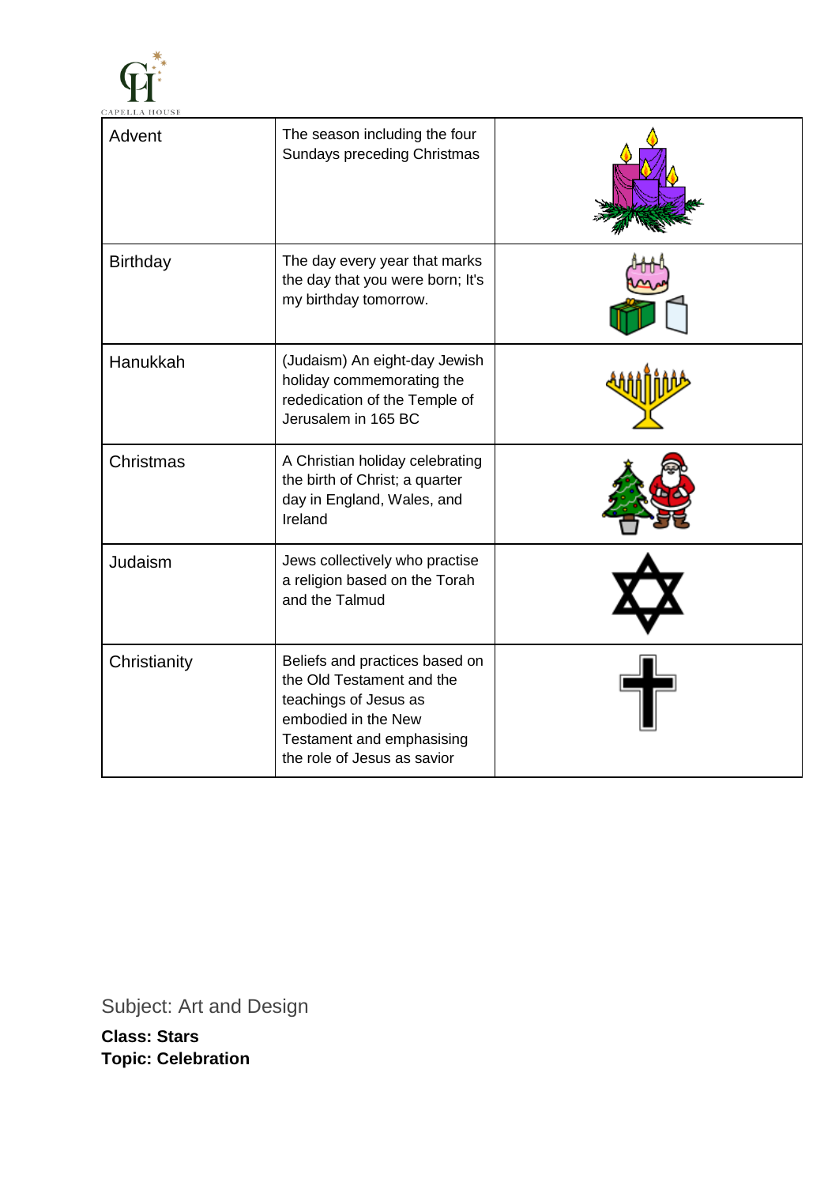| Advent | The season including the four Sundays preceding Christmas | |
|---|---|---|
| Birthday | The day every year that marks the day that you were born; It's my birthday tomorrow. | |
| Hanukkah | (Judaism) An eight-day Jewish holiday commemorating the rededication of the Temple of Jerusalem in 165 BC | |
| Christmas | A Christian holiday celebrating the birth of Christ; a quarter day in England, Wales, and Ireland | |
| Judaism | Jews collectively who practise a religion based on the Torah and the Talmud | |
| Christianity | Beliefs and practices based on the Old Testament and the teachings of Jesus as embodied in the New Testament and emphasising the role of Jesus as savior | |

Subject: Art and Design

**Class: Stars**
**Topic: Celebration**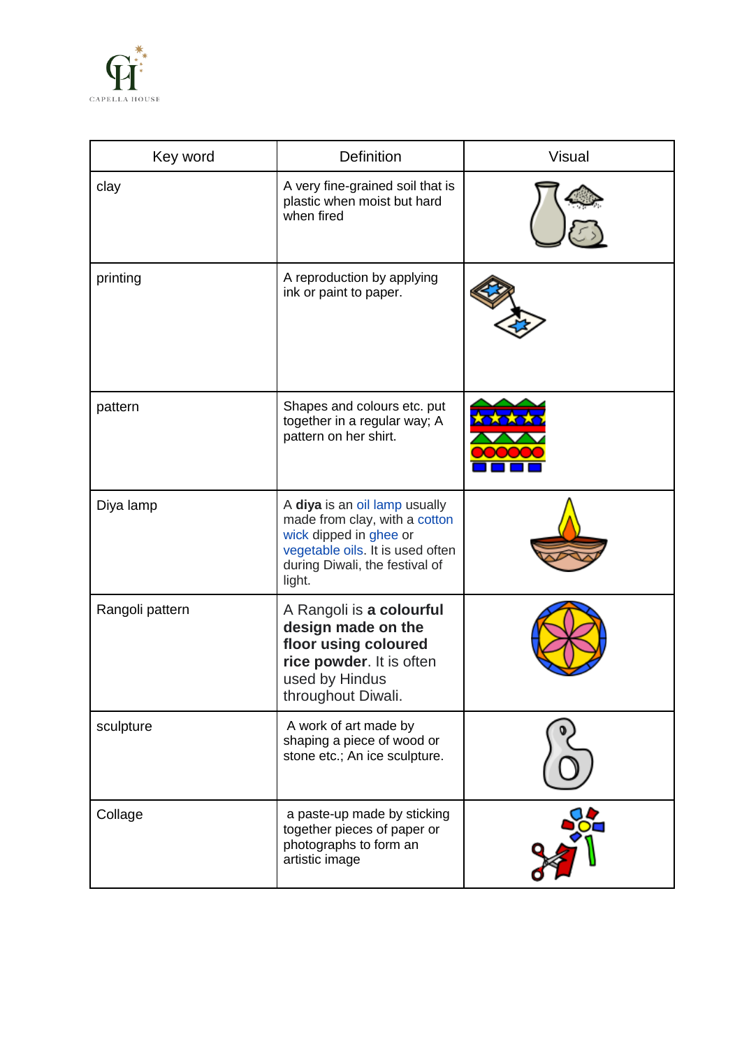| Key word | Definition | Visual |
| --- | --- | --- |
| clay | A very fine-grained soil that is plastic when moist but hard when fired | |
| printing | A reproduction by applying ink or paint to paper. | |
| pattern | Shapes and colours etc. put together in a regular way; A pattern on her shirt. | |
| Diya lamp | A **diya** is an oil lamp usually made from clay, with a cotton wick dipped in ghee or vegetable oils. It is used often during Diwali, the festival of light. | |
| Rangoli pattern | A Rangoli is **a colourful design made on the floor using coloured rice powder**. It is often used by Hindus throughout Diwali. | |
| sculpture | A work of art made by shaping a piece of wood or stone etc.; An ice sculpture. | |
| Collage | a paste-up made by sticking together pieces of paper or photographs to form an artistic image | |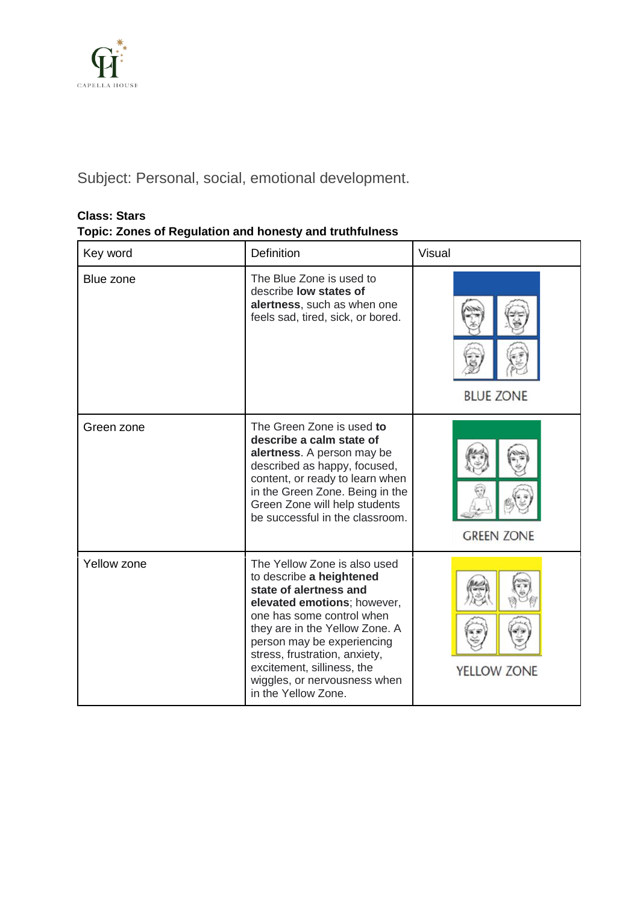Subject: Personal, social, emotional development.

**Class: Stars**
**Topic: Zones of Regulation and honesty and truthfulness**

| Key word | Definition | Visual |
| --- | --- | --- |
| Blue zone | The Blue Zone is used to describe **low states of alertness**, such as when one feels sad, tired, sick, or bored. | BLUE ZONE |
| Green zone | The Green Zone is used **to describe a calm state of alertness**. A person may be described as happy, focused, content, or ready to learn when in the Green Zone. Being in the Green Zone will help students be successful in the classroom. | GREEN ZONE |
| Yellow zone | The Yellow Zone is also used to describe **a heightened state of alertness and elevated emotions**; however, one has some control when they are in the Yellow Zone. A person may be experiencing stress, frustration, anxiety, excitement, silliness, the wiggles, or nervousness when in the Yellow Zone. | YELLOW ZONE |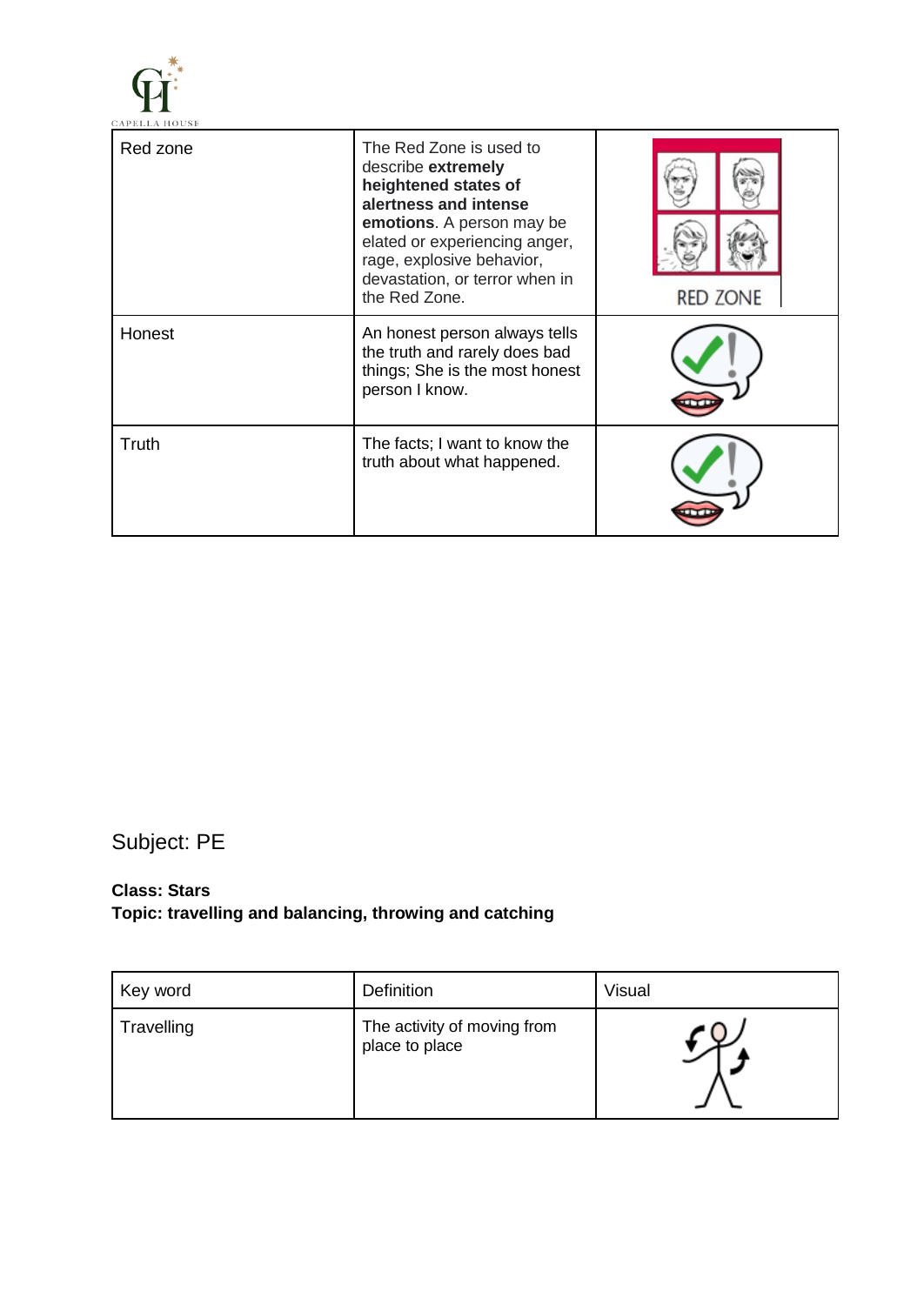| Red zone | The Red Zone is used to describe **extremely heightened states of alertness and intense emotions**. A person may be elated or experiencing anger, rage, explosive behavior, devastation, or terror when in the Red Zone. | |
|---|---|---|
| Honest | An honest person always tells the truth and rarely does bad things; She is the most honest person I know. | |
| Truth | The facts; I want to know the truth about what happened. | |

Subject: PE

**Class: Stars**
**Topic: travelling and balancing, throwing and catching**

| Key word | Definition | Visual |
|---|---|---|
| Travelling | The activity of moving from place to place | |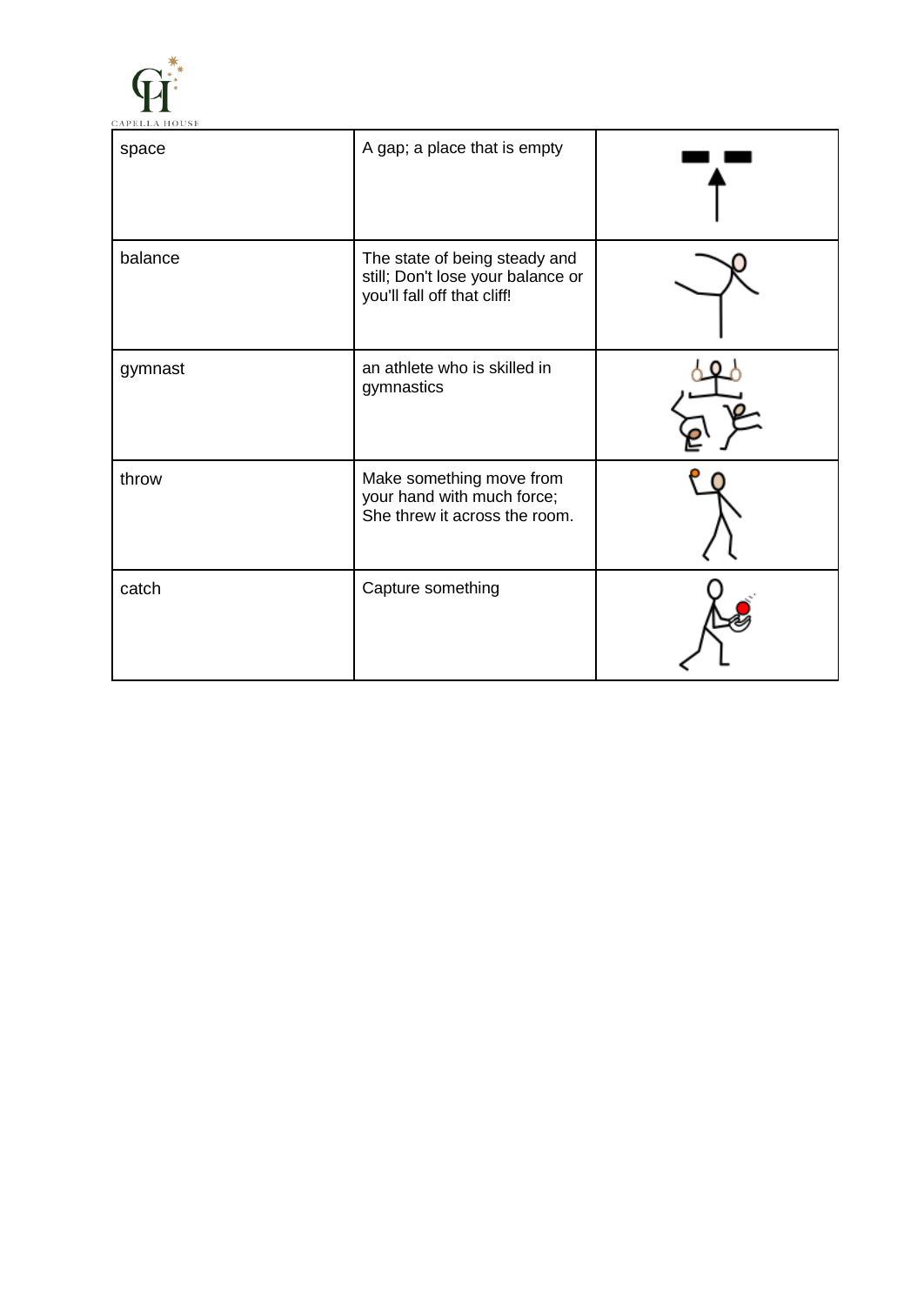| | | |
|---|---|---|
| space | A gap; a place that is empty | |
| balance | The state of being steady and still; Don't lose your balance or you'll fall off that cliff! | |
| gymnast | an athlete who is skilled in gymnastics | |
| throw | Make something move from your hand with much force; She threw it across the room. | |
| catch | Capture something | |